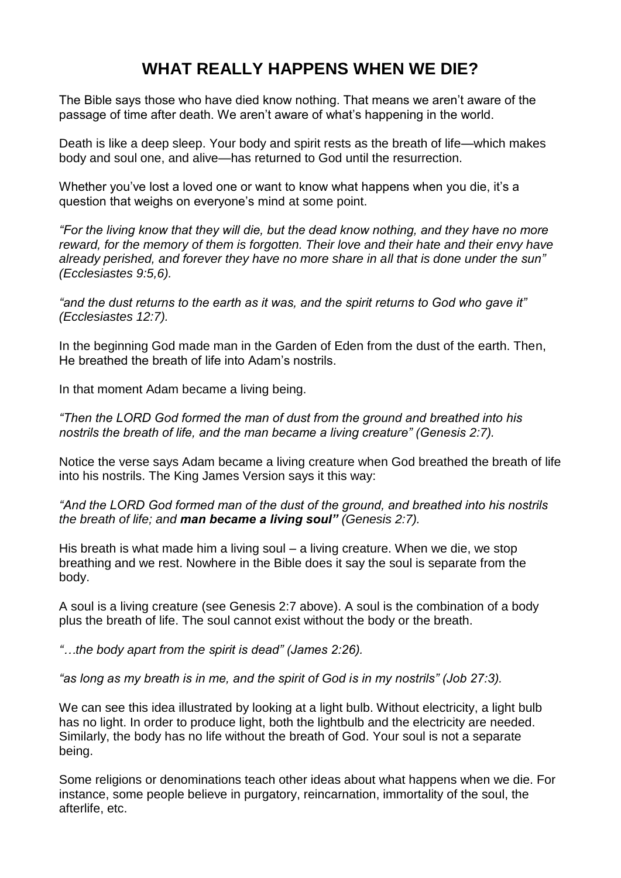# WHAT REALLY HAPPENS WHEN WE DIE?

The Bible says those who have died know nothing. That means we aren't aware of the passage of time after death. We aren't aware of what's happening in the world.

Death is like a deep sleep. Your body and spirit rests as the breath of life—which makes body and soul one, and alive—has returned to God until the resurrection.

Whether you've lost a loved one or want to know what happens when you die, it's a question that weighs on everyone's mind at some point.

*"For the living know that they will die, but the dead know nothing, and they have no more reward, for the memory of them is forgotten. Their love and their hate and their envy have already perished, and forever they have no more share in all that is done under the sun" (Ecclesiastes 9:5,6).*

*"and the dust returns to the earth as it was, and the spirit returns to God who gave it" (Ecclesiastes 12:7).*

In the beginning God made man in the Garden of Eden from the dust of the earth. Then, He breathed the breath of life into Adam's nostrils.

In that moment Adam became a living being.

*"Then the LORD God formed the man of dust from the ground and breathed into his nostrils the breath of life, and the man became a living creature" (Genesis 2:7).*

Notice the verse says Adam became a living creature when God breathed the breath of life into his nostrils. The King James Version says it this way:

*"And the LORD God formed man of the dust of the ground, and breathed into his nostrils the breath of life; and **man became a living soul"** (Genesis 2:7).*

His breath is what made him a living soul – a living creature. When we die, we stop breathing and we rest. Nowhere in the Bible does it say the soul is separate from the body.

A soul is a living creature (see Genesis 2:7 above). A soul is the combination of a body plus the breath of life. The soul cannot exist without the body or the breath.

*"…the body apart from the spirit is dead" (James 2:26).*

*"as long as my breath is in me, and the spirit of God is in my nostrils" (Job 27:3).*

We can see this idea illustrated by looking at a light bulb. Without electricity, a light bulb has no light. In order to produce light, both the lightbulb and the electricity are needed. Similarly, the body has no life without the breath of God. Your soul is not a separate being.

Some religions or denominations teach other ideas about what happens when we die. For instance, some people believe in purgatory, reincarnation, immortality of the soul, the afterlife, etc.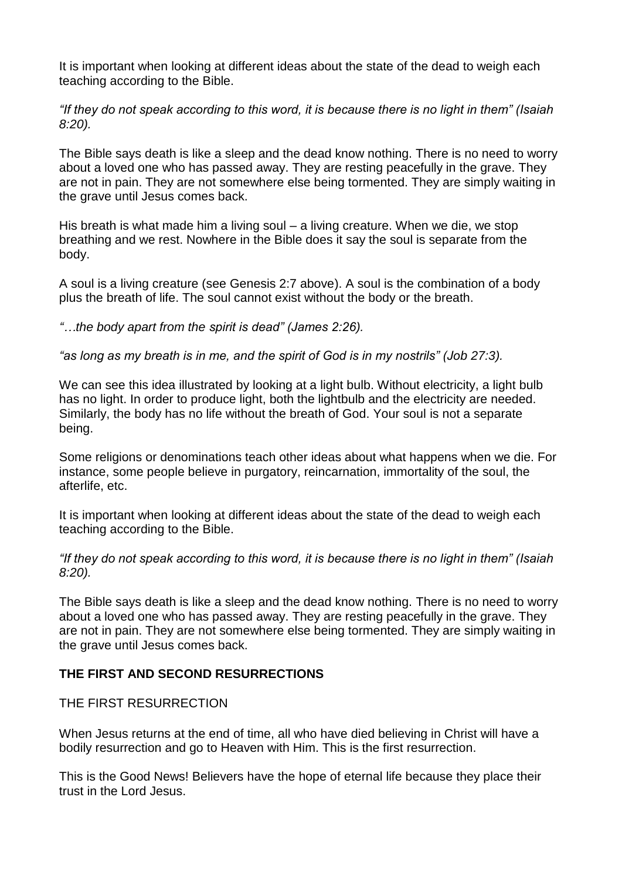It is important when looking at different ideas about the state of the dead to weigh each teaching according to the Bible.

*"If they do not speak according to this word, it is because there is no light in them" (Isaiah 8:20).*

The Bible says death is like a sleep and the dead know nothing. There is no need to worry about a loved one who has passed away. They are resting peacefully in the grave. They are not in pain. They are not somewhere else being tormented. They are simply waiting in the grave until Jesus comes back.

His breath is what made him a living soul – a living creature. When we die, we stop breathing and we rest. Nowhere in the Bible does it say the soul is separate from the body.

A soul is a living creature (see Genesis 2:7 above). A soul is the combination of a body plus the breath of life. The soul cannot exist without the body or the breath.

*"…the body apart from the spirit is dead" (James 2:26).*

*"as long as my breath is in me, and the spirit of God is in my nostrils" (Job 27:3).*

We can see this idea illustrated by looking at a light bulb. Without electricity, a light bulb has no light. In order to produce light, both the lightbulb and the electricity are needed. Similarly, the body has no life without the breath of God. Your soul is not a separate being.

Some religions or denominations teach other ideas about what happens when we die. For instance, some people believe in purgatory, reincarnation, immortality of the soul, the afterlife, etc.

It is important when looking at different ideas about the state of the dead to weigh each teaching according to the Bible.

*"If they do not speak according to this word, it is because there is no light in them" (Isaiah 8:20).*

The Bible says death is like a sleep and the dead know nothing. There is no need to worry about a loved one who has passed away. They are resting peacefully in the grave. They are not in pain. They are not somewhere else being tormented. They are simply waiting in the grave until Jesus comes back.

## THE FIRST AND SECOND RESURRECTIONS

### THE FIRST RESURRECTION

When Jesus returns at the end of time, all who have died believing in Christ will have a bodily resurrection and go to Heaven with Him. This is the first resurrection.

This is the Good News! Believers have the hope of eternal life because they place their trust in the Lord Jesus.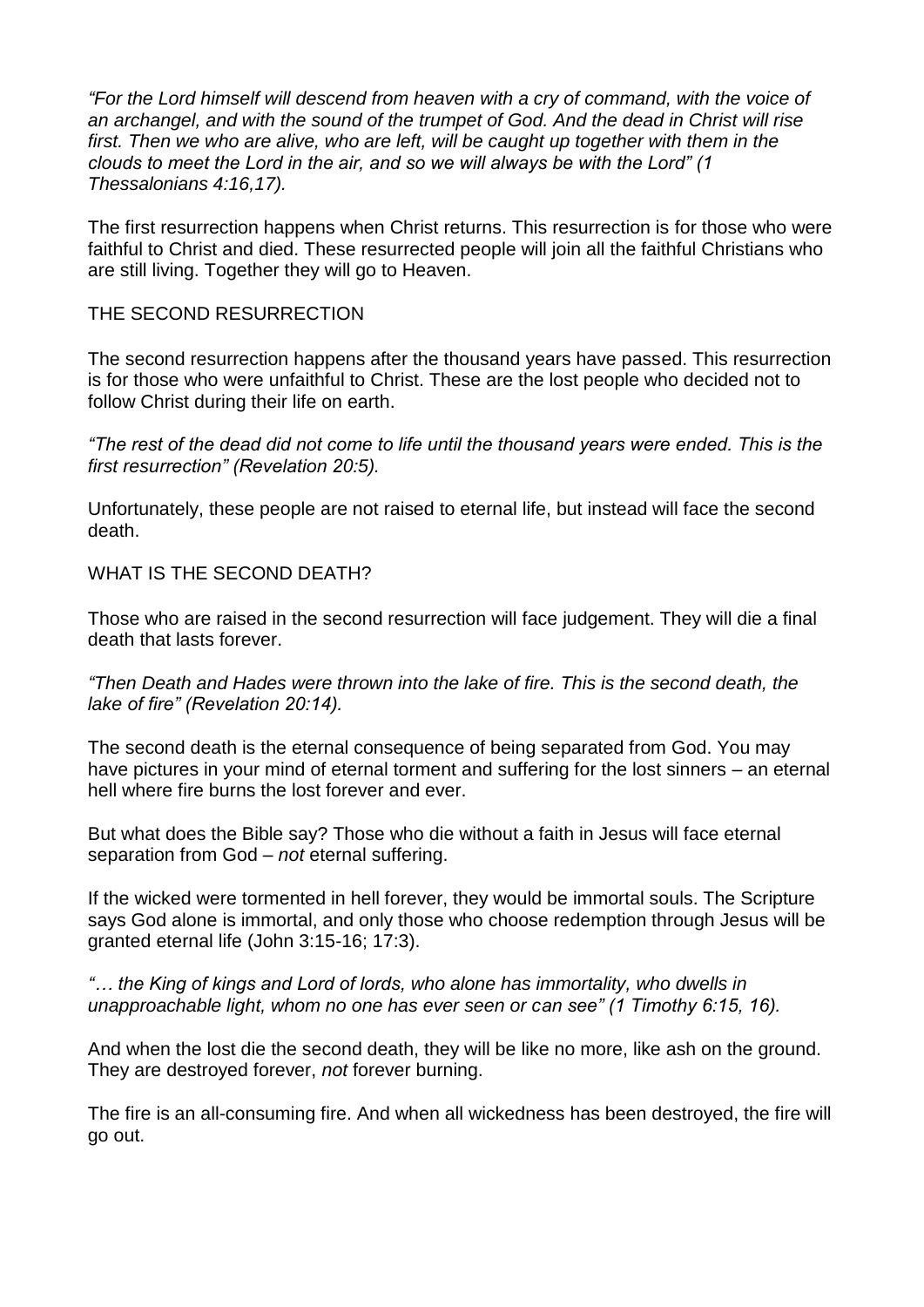*"For the Lord himself will descend from heaven with a cry of command, with the voice of an archangel, and with the sound of the trumpet of God. And the dead in Christ will rise first. Then we who are alive, who are left, will be caught up together with them in the clouds to meet the Lord in the air, and so we will always be with the Lord" (1 Thessalonians 4:16,17).*

The first resurrection happens when Christ returns. This resurrection is for those who were faithful to Christ and died. These resurrected people will join all the faithful Christians who are still living. Together they will go to Heaven.

## THE SECOND RESURRECTION

The second resurrection happens after the thousand years have passed. This resurrection is for those who were unfaithful to Christ. These are the lost people who decided not to follow Christ during their life on earth.

*"The rest of the dead did not come to life until the thousand years were ended. This is the first resurrection" (Revelation 20:5).*

Unfortunately, these people are not raised to eternal life, but instead will face the second death.

## WHAT IS THE SECOND DEATH?

Those who are raised in the second resurrection will face judgement. They will die a final death that lasts forever.

*"Then Death and Hades were thrown into the lake of fire. This is the second death, the lake of fire" (Revelation 20:14).*

The second death is the eternal consequence of being separated from God. You may have pictures in your mind of eternal torment and suffering for the lost sinners – an eternal hell where fire burns the lost forever and ever.

But what does the Bible say? Those who die without a faith in Jesus will face eternal separation from God – *not* eternal suffering.

If the wicked were tormented in hell forever, they would be immortal souls. The Scripture says God alone is immortal, and only those who choose redemption through Jesus will be granted eternal life (John 3:15-16; 17:3).

*"… the King of kings and Lord of lords, who alone has immortality, who dwells in unapproachable light, whom no one has ever seen or can see" (1 Timothy 6:15, 16).*

And when the lost die the second death, they will be like no more, like ash on the ground. They are destroyed forever, *not* forever burning.

The fire is an all-consuming fire. And when all wickedness has been destroyed, the fire will go out.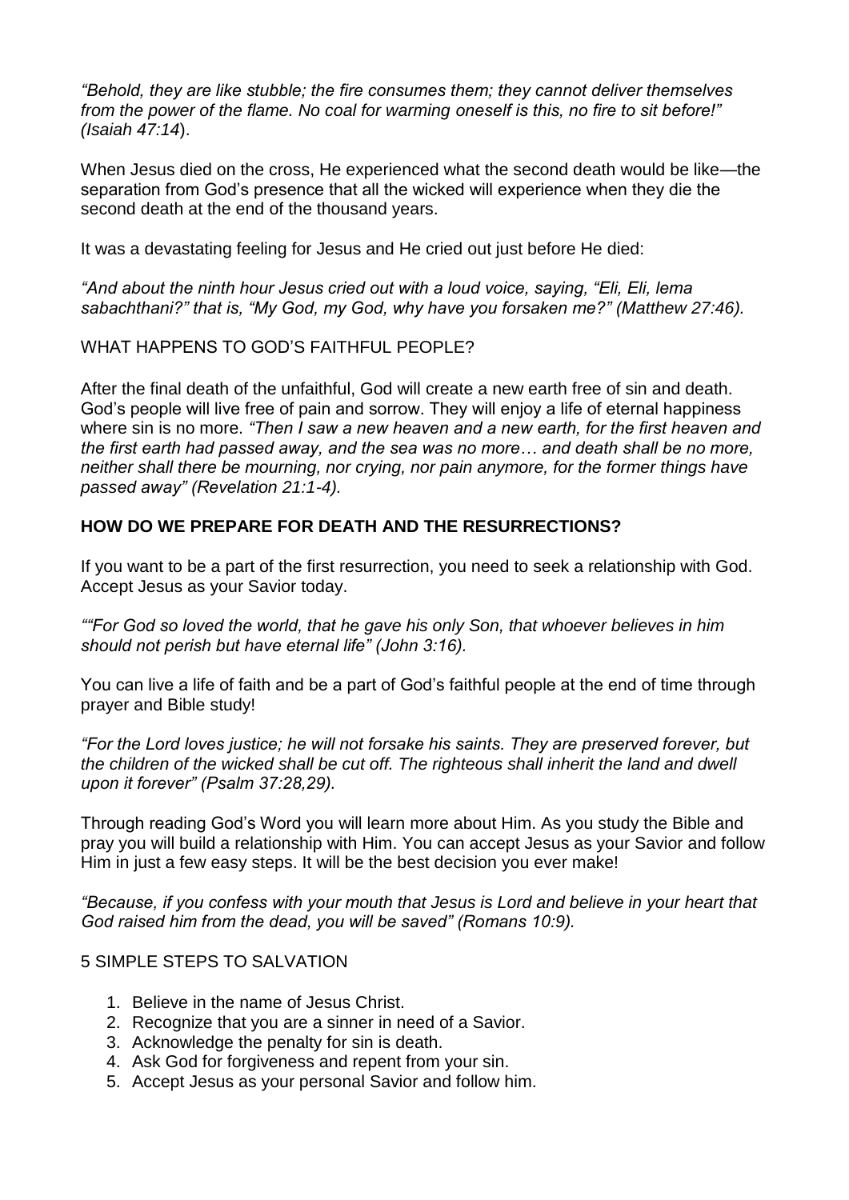*“Behold, they are like stubble; the fire consumes them; they cannot deliver themselves from the power of the flame. No coal for warming oneself is this, no fire to sit before!” (Isaiah 47:14*).

When Jesus died on the cross, He experienced what the second death would be like—the separation from God’s presence that all the wicked will experience when they die the second death at the end of the thousand years.

It was a devastating feeling for Jesus and He cried out just before He died:

*“And about the ninth hour Jesus cried out with a loud voice, saying, “Eli, Eli, lema sabachthani?” that is, “My God, my God, why have you forsaken me?” (Matthew 27:46).*

WHAT HAPPENS TO GOD’S FAITHFUL PEOPLE?

After the final death of the unfaithful, God will create a new earth free of sin and death. God’s people will live free of pain and sorrow. They will enjoy a life of eternal happiness where sin is no more. *“Then I saw a new heaven and a new earth, for the first heaven and the first earth had passed away, and the sea was no more… and death shall be no more, neither shall there be mourning, nor crying, nor pain anymore, for the former things have passed away” (Revelation 21:1-4).*

**HOW DO WE PREPARE FOR DEATH AND THE RESURRECTIONS?**

If you want to be a part of the first resurrection, you need to seek a relationship with God. Accept Jesus as your Savior today.

*““For God so loved the world, that he gave his only Son, that whoever believes in him should not perish but have eternal life” (John 3:16).*

You can live a life of faith and be a part of God’s faithful people at the end of time through prayer and Bible study!

*“For the Lord loves justice; he will not forsake his saints. They are preserved forever, but the children of the wicked shall be cut off. The righteous shall inherit the land and dwell upon it forever” (Psalm 37:28,29).*

Through reading God’s Word you will learn more about Him. As you study the Bible and pray you will build a relationship with Him. You can accept Jesus as your Savior and follow Him in just a few easy steps. It will be the best decision you ever make!

*“Because, if you confess with your mouth that Jesus is Lord and believe in your heart that God raised him from the dead, you will be saved” (Romans 10:9).*

5 SIMPLE STEPS TO SALVATION

1. Believe in the name of Jesus Christ.
2. Recognize that you are a sinner in need of a Savior.
3. Acknowledge the penalty for sin is death.
4. Ask God for forgiveness and repent from your sin.
5. Accept Jesus as your personal Savior and follow him.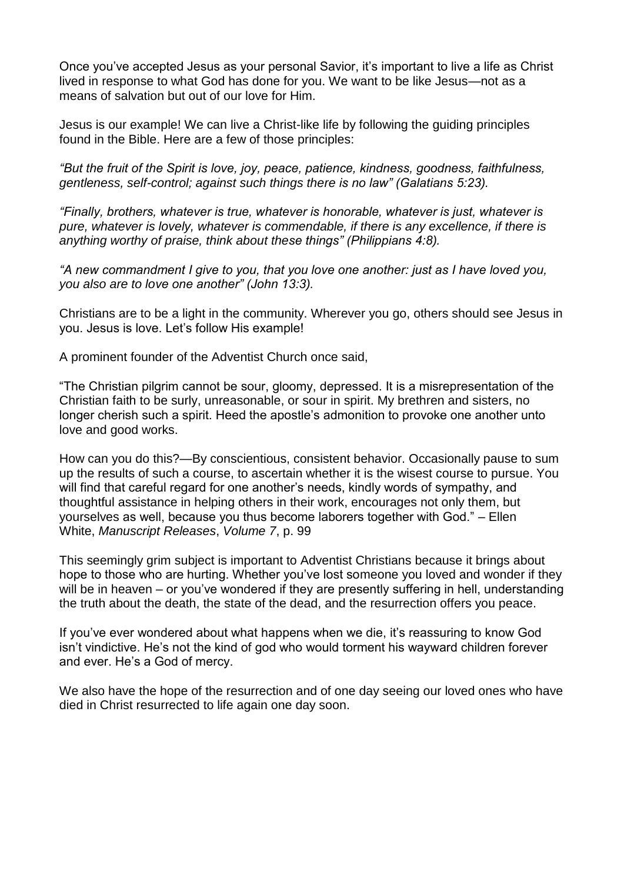Once you've accepted Jesus as your personal Savior, it's important to live a life as Christ lived in response to what God has done for you. We want to be like Jesus—not as a means of salvation but out of our love for Him.

Jesus is our example! We can live a Christ-like life by following the guiding principles found in the Bible. Here are a few of those principles:

*"But the fruit of the Spirit is love, joy, peace, patience, kindness, goodness, faithfulness, gentleness, self-control; against such things there is no law" (Galatians 5:23).*

*"Finally, brothers, whatever is true, whatever is honorable, whatever is just, whatever is pure, whatever is lovely, whatever is commendable, if there is any excellence, if there is anything worthy of praise, think about these things" (Philippians 4:8).*

*"A new commandment I give to you, that you love one another: just as I have loved you, you also are to love one another" (John 13:3).*

Christians are to be a light in the community. Wherever you go, others should see Jesus in you. Jesus is love. Let's follow His example!

A prominent founder of the Adventist Church once said,

"The Christian pilgrim cannot be sour, gloomy, depressed. It is a misrepresentation of the Christian faith to be surly, unreasonable, or sour in spirit. My brethren and sisters, no longer cherish such a spirit. Heed the apostle's admonition to provoke one another unto love and good works.

How can you do this?—By conscientious, consistent behavior. Occasionally pause to sum up the results of such a course, to ascertain whether it is the wisest course to pursue. You will find that careful regard for one another's needs, kindly words of sympathy, and thoughtful assistance in helping others in their work, encourages not only them, but yourselves as well, because you thus become laborers together with God." – Ellen White, *Manuscript Releases*, *Volume 7*, p. 99

This seemingly grim subject is important to Adventist Christians because it brings about hope to those who are hurting. Whether you've lost someone you loved and wonder if they will be in heaven – or you've wondered if they are presently suffering in hell, understanding the truth about the death, the state of the dead, and the resurrection offers you peace.

If you've ever wondered about what happens when we die, it's reassuring to know God isn't vindictive. He's not the kind of god who would torment his wayward children forever and ever. He's a God of mercy.

We also have the hope of the resurrection and of one day seeing our loved ones who have died in Christ resurrected to life again one day soon.